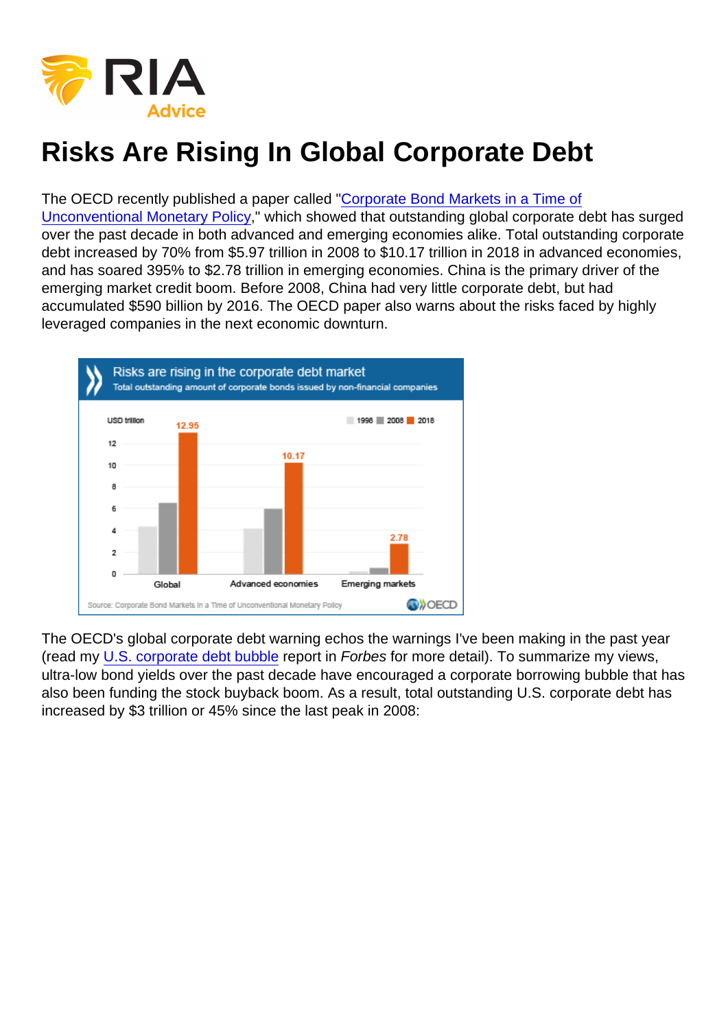# Risks Are Rising In Global Corporate Debt

The OECD recently published a paper called "[Corporate Bond Markets in a Time of Unconventional Monetary Policy](#)," which showed that outstanding global corporate debt has surged over the past decade in both advanced and emerging economies alike. Total outstanding corporate debt increased by 70% from $5.97 trillion in 2008 to $10.17 trillion in 2018 in advanced economies, and has soared 395% to $2.78 trillion in emerging economies. China is the primary driver of the emerging market credit boom. Before 2008, China had very little corporate debt, but had accumulated $590 billion by 2016. The OECD paper also warns about the risks faced by highly leveraged companies in the next economic downturn.

The OECD's global corporate debt warning echos the warnings I've been making in the past year (read my [U.S. corporate debt bubble](#) report in *Forbes* for more detail). To summarize my views, ultra-low bond yields over the past decade have encouraged a corporate borrowing bubble that has also been funding the stock buyback boom. As a result, total outstanding U.S. corporate debt has increased by $3 trillion or 45% since the last peak in 2008: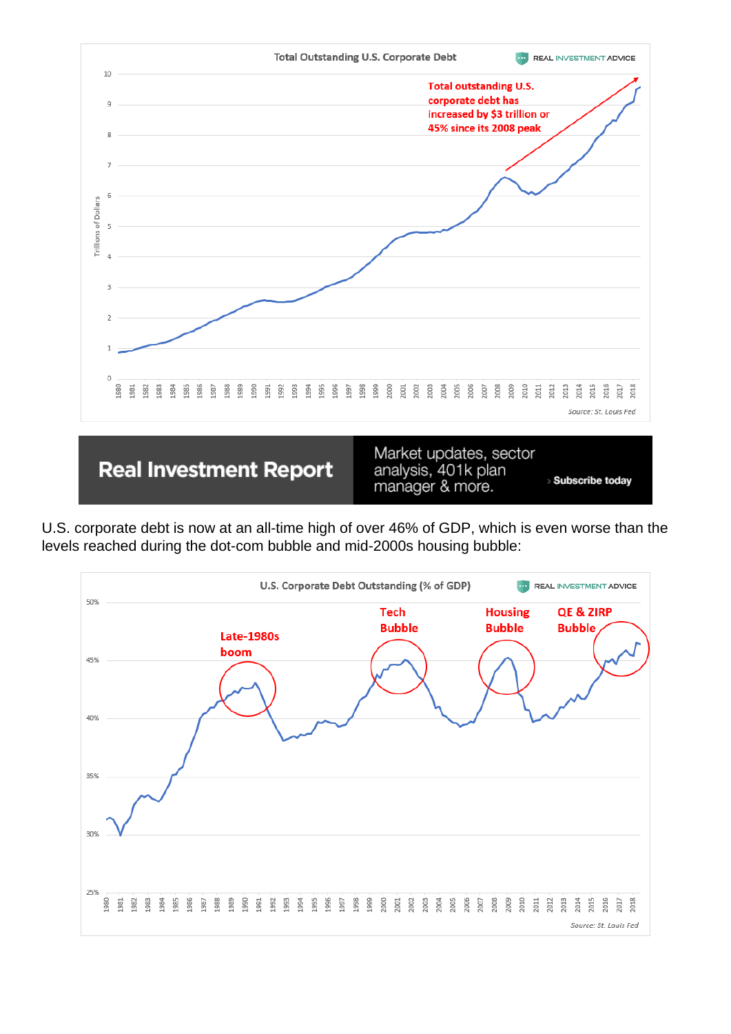**Total Outstanding U.S. Corporate Debt**

Total outstanding U.S. corporate debt has increased by $3 trillion or 45% since its 2008 peak

*Source: St. Louis Fed*

**Real Investment Report**

Market updates, sector analysis, 401k plan manager & more.

› Subscribe today

U.S. corporate debt is now at an all-time high of over 46% of GDP, which is even worse than the levels reached during the dot-com bubble and mid-2000s housing bubble:

**U.S. Corporate Debt Outstanding (% of GDP)**

Late-1980s boom

Tech Bubble

Housing Bubble

QE & ZIRP Bubble

*Source: St. Louis Fed*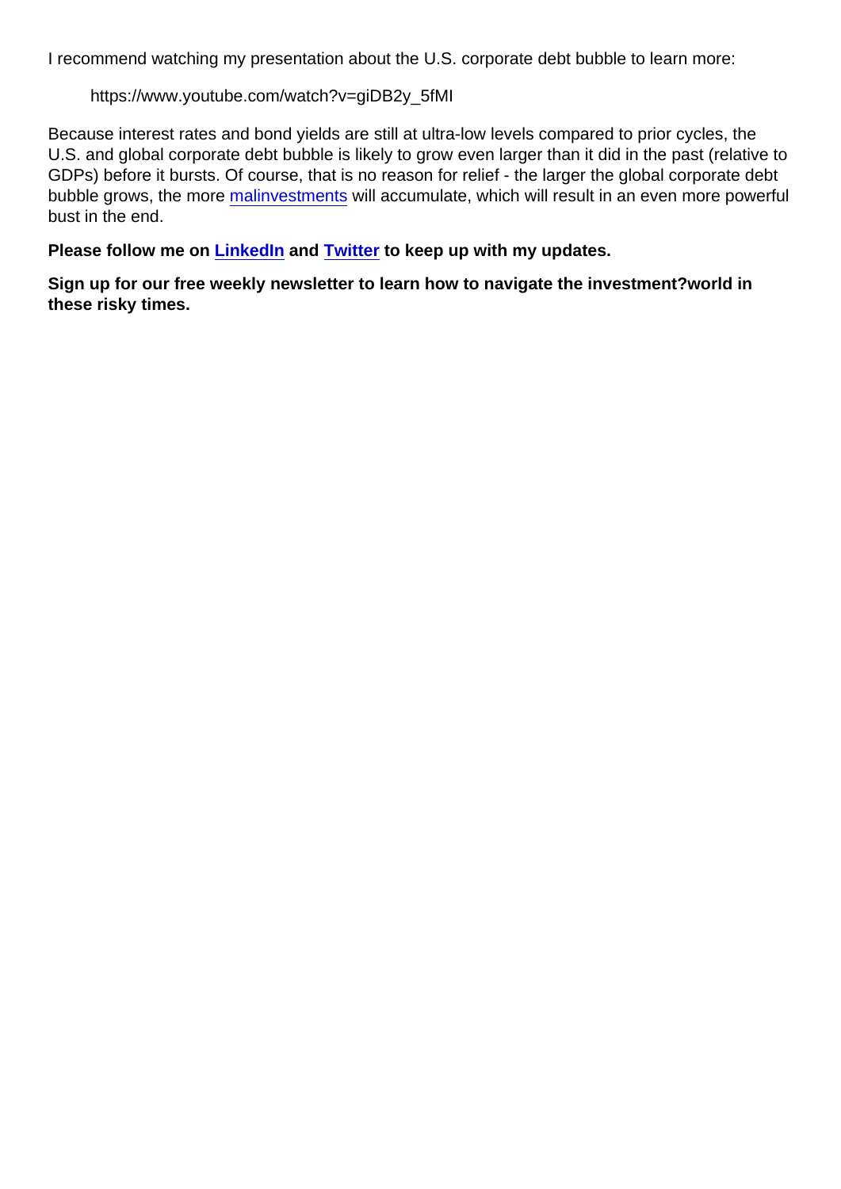I recommend watching my presentation about the U.S. corporate debt bubble to learn more:

https://www.youtube.com/watch?v=giDB2y_5fMI

Because interest rates and bond yields are still at ultra-low levels compared to prior cycles, the U.S. and global corporate debt bubble is likely to grow even larger than it did in the past (relative to GDPs) before it bursts. Of course, that is no reason for relief - the larger the global corporate debt bubble grows, the more malinvestments will accumulate, which will result in an even more powerful bust in the end.

**Please follow me on LinkedIn and Twitter to keep up with my updates.**

**Sign up for our free weekly newsletter to learn how to navigate the investment?world in these risky times.**